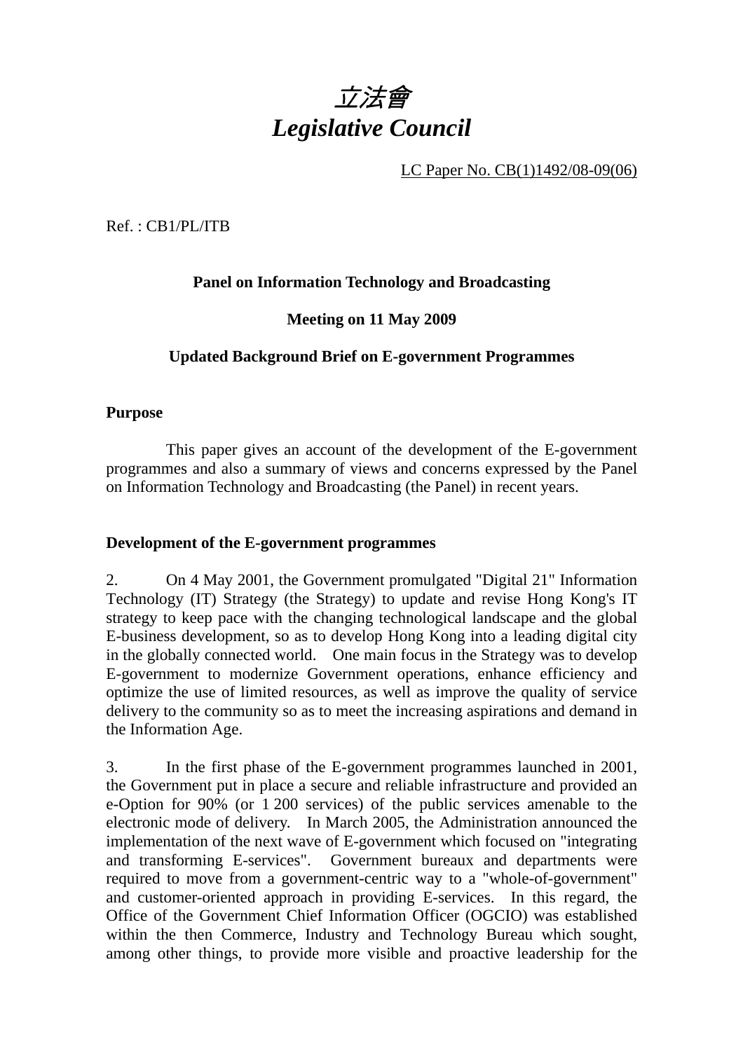# *立法會*
# *Legislative Council*

LC Paper No. CB(1)1492/08-09(06)

Ref. : CB1/PL/ITB

**Panel on Information Technology and Broadcasting**

**Meeting on 11 May 2009**

**Updated Background Brief on E-government Programmes**

**Purpose**

This paper gives an account of the development of the E-government programmes and also a summary of views and concerns expressed by the Panel on Information Technology and Broadcasting (the Panel) in recent years.

**Development of the E-government programmes**

2. On 4 May 2001, the Government promulgated "Digital 21" Information Technology (IT) Strategy (the Strategy) to update and revise Hong Kong's IT strategy to keep pace with the changing technological landscape and the global E-business development, so as to develop Hong Kong into a leading digital city in the globally connected world. One main focus in the Strategy was to develop E-government to modernize Government operations, enhance efficiency and optimize the use of limited resources, as well as improve the quality of service delivery to the community so as to meet the increasing aspirations and demand in the Information Age.

3. In the first phase of the E-government programmes launched in 2001, the Government put in place a secure and reliable infrastructure and provided an e-Option for 90% (or 1 200 services) of the public services amenable to the electronic mode of delivery. In March 2005, the Administration announced the implementation of the next wave of E-government which focused on "integrating and transforming E-services". Government bureaux and departments were required to move from a government-centric way to a "whole-of-government" and customer-oriented approach in providing E-services. In this regard, the Office of the Government Chief Information Officer (OGCIO) was established within the then Commerce, Industry and Technology Bureau which sought, among other things, to provide more visible and proactive leadership for the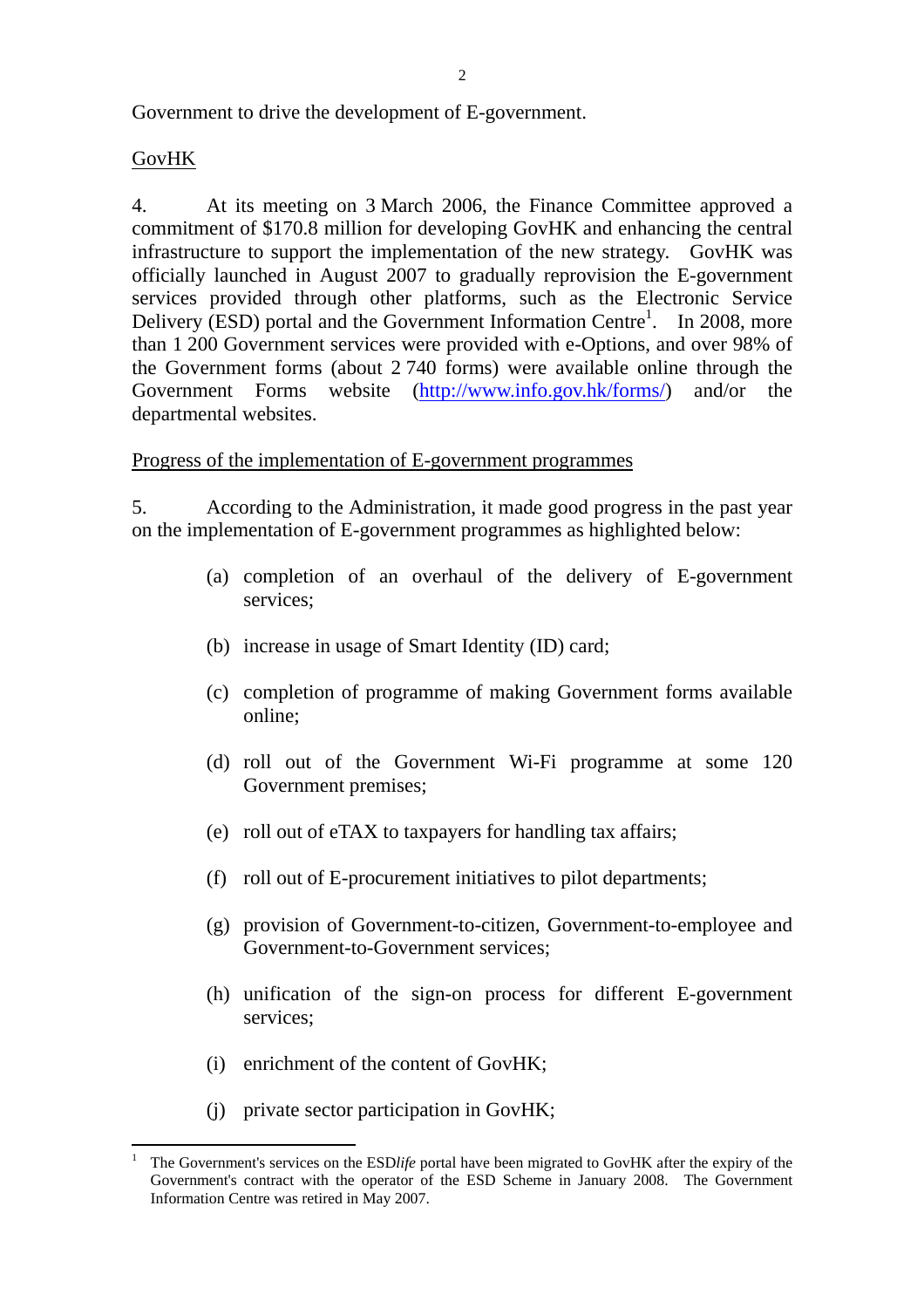Government to drive the development of E-government.

GovHK

4. At its meeting on 3 March 2006, the Finance Committee approved a commitment of $170.8 million for developing GovHK and enhancing the central infrastructure to support the implementation of the new strategy. GovHK was officially launched in August 2007 to gradually reprovision the E-government services provided through other platforms, such as the Electronic Service Delivery (ESD) portal and the Government Information Centre[1]. In 2008, more than 1 200 Government services were provided with e-Options, and over 98% of the Government forms (about 2 740 forms) were available online through the Government Forms website (http://www.info.gov.hk/forms/) and/or the departmental websites.

Progress of the implementation of E-government programmes

5. According to the Administration, it made good progress in the past year on the implementation of E-government programmes as highlighted below:

(a) completion of an overhaul of the delivery of E-government services;

(b) increase in usage of Smart Identity (ID) card;

(c) completion of programme of making Government forms available online;

(d) roll out of the Government Wi-Fi programme at some 120 Government premises;

(e) roll out of eTAX to taxpayers for handling tax affairs;

(f) roll out of E-procurement initiatives to pilot departments;

(g) provision of Government-to-citizen, Government-to-employee and Government-to-Government services;

(h) unification of the sign-on process for different E-government services;

(i) enrichment of the content of GovHK;

(j) private sector participation in GovHK;

---

[1] The Government's services on the ESD*life* portal have been migrated to GovHK after the expiry of the Government's contract with the operator of the ESD Scheme in January 2008. The Government Information Centre was retired in May 2007.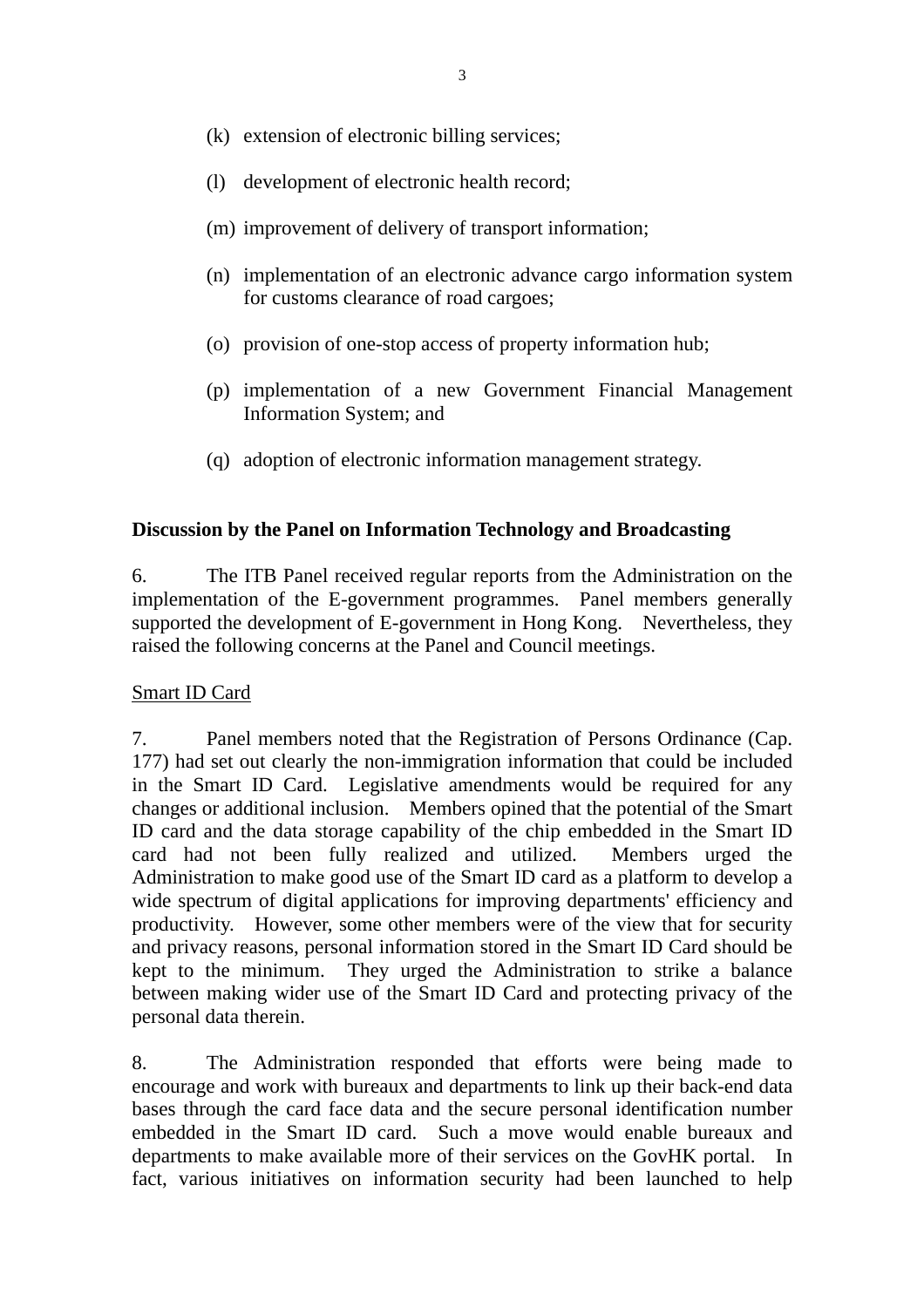(k) extension of electronic billing services;

(l) development of electronic health record;

(m) improvement of delivery of transport information;

(n) implementation of an electronic advance cargo information system for customs clearance of road cargoes;

(o) provision of one-stop access of property information hub;

(p) implementation of a new Government Financial Management Information System; and

(q) adoption of electronic information management strategy.

**Discussion by the Panel on Information Technology and Broadcasting**

6. The ITB Panel received regular reports from the Administration on the implementation of the E-government programmes. Panel members generally supported the development of E-government in Hong Kong. Nevertheless, they raised the following concerns at the Panel and Council meetings.

Smart ID Card

7. Panel members noted that the Registration of Persons Ordinance (Cap. 177) had set out clearly the non-immigration information that could be included in the Smart ID Card. Legislative amendments would be required for any changes or additional inclusion. Members opined that the potential of the Smart ID card and the data storage capability of the chip embedded in the Smart ID card had not been fully realized and utilized. Members urged the Administration to make good use of the Smart ID card as a platform to develop a wide spectrum of digital applications for improving departments' efficiency and productivity. However, some other members were of the view that for security and privacy reasons, personal information stored in the Smart ID Card should be kept to the minimum. They urged the Administration to strike a balance between making wider use of the Smart ID Card and protecting privacy of the personal data therein.

8. The Administration responded that efforts were being made to encourage and work with bureaux and departments to link up their back-end data bases through the card face data and the secure personal identification number embedded in the Smart ID card. Such a move would enable bureaux and departments to make available more of their services on the GovHK portal. In fact, various initiatives on information security had been launched to help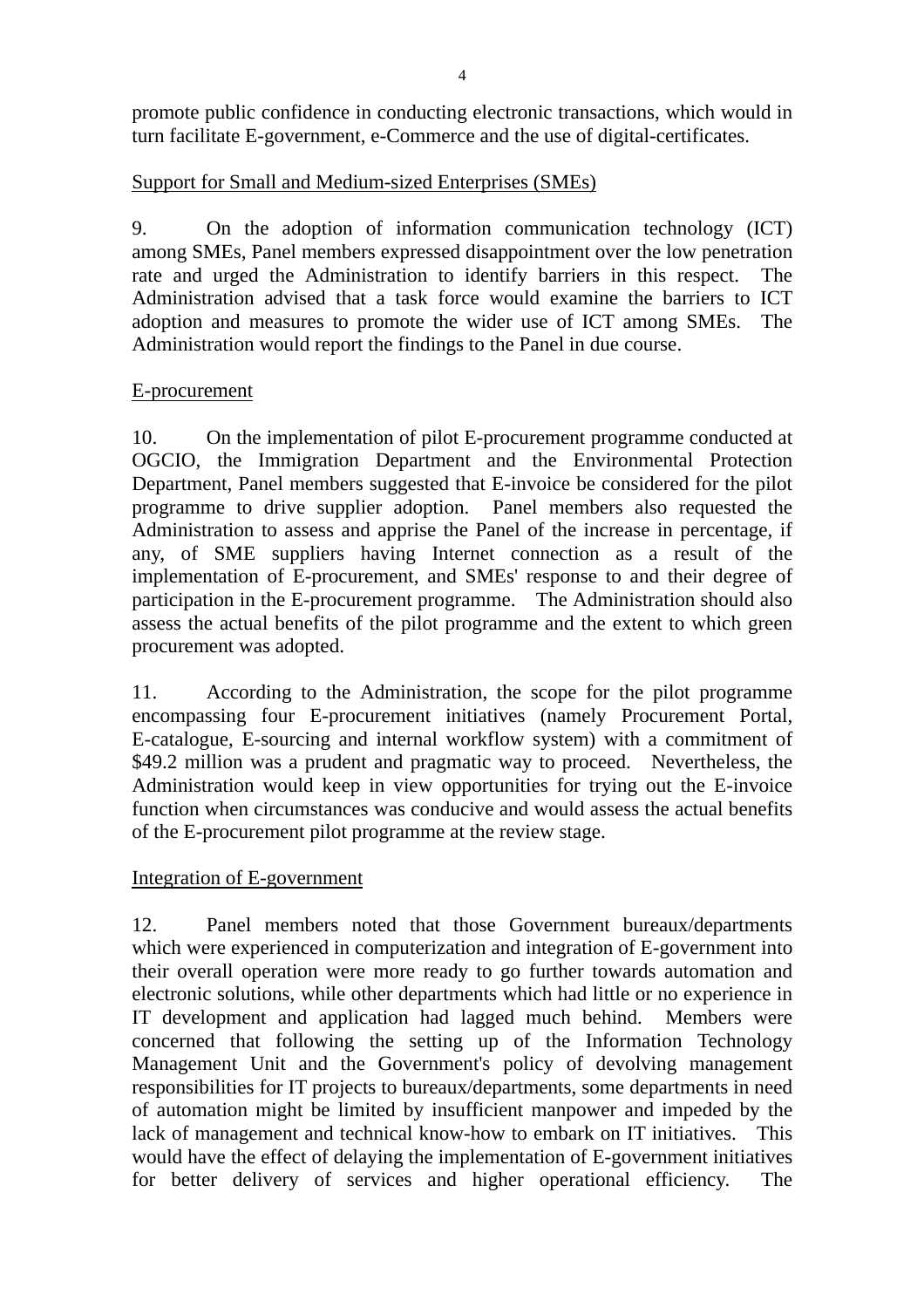promote public confidence in conducting electronic transactions, which would in turn facilitate E-government, e-Commerce and the use of digital-certificates.

<u>Support for Small and Medium-sized Enterprises (SMEs)</u>

9. On the adoption of information communication technology (ICT) among SMEs, Panel members expressed disappointment over the low penetration rate and urged the Administration to identify barriers in this respect. The Administration advised that a task force would examine the barriers to ICT adoption and measures to promote the wider use of ICT among SMEs. The Administration would report the findings to the Panel in due course.

<u>E-procurement</u>

10. On the implementation of pilot E-procurement programme conducted at OGCIO, the Immigration Department and the Environmental Protection Department, Panel members suggested that E-invoice be considered for the pilot programme to drive supplier adoption. Panel members also requested the Administration to assess and apprise the Panel of the increase in percentage, if any, of SME suppliers having Internet connection as a result of the implementation of E-procurement, and SMEs' response to and their degree of participation in the E-procurement programme. The Administration should also assess the actual benefits of the pilot programme and the extent to which green procurement was adopted.

11. According to the Administration, the scope for the pilot programme encompassing four E-procurement initiatives (namely Procurement Portal, E-catalogue, E-sourcing and internal workflow system) with a commitment of $49.2 million was a prudent and pragmatic way to proceed. Nevertheless, the Administration would keep in view opportunities for trying out the E-invoice function when circumstances was conducive and would assess the actual benefits of the E-procurement pilot programme at the review stage.

<u>Integration of E-government</u>

12. Panel members noted that those Government bureaux/departments which were experienced in computerization and integration of E-government into their overall operation were more ready to go further towards automation and electronic solutions, while other departments which had little or no experience in IT development and application had lagged much behind. Members were concerned that following the setting up of the Information Technology Management Unit and the Government's policy of devolving management responsibilities for IT projects to bureaux/departments, some departments in need of automation might be limited by insufficient manpower and impeded by the lack of management and technical know-how to embark on IT initiatives. This would have the effect of delaying the implementation of E-government initiatives for better delivery of services and higher operational efficiency. The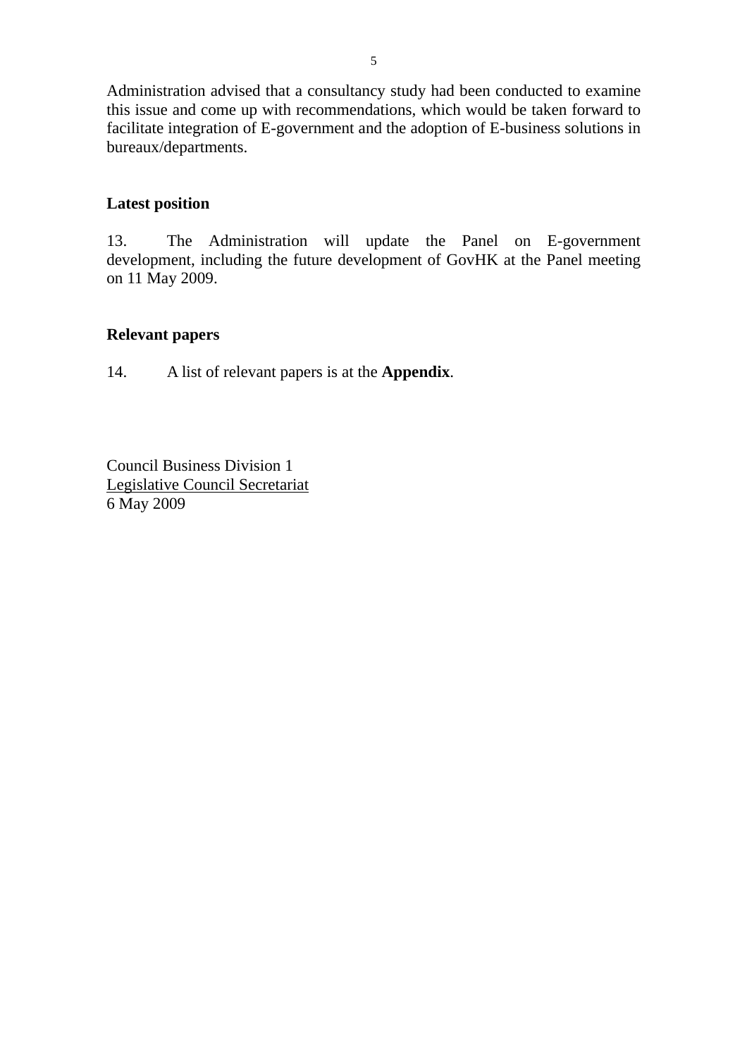Administration advised that a consultancy study had been conducted to examine this issue and come up with recommendations, which would be taken forward to facilitate integration of E-government and the adoption of E-business solutions in bureaux/departments.

**Latest position**

13. The Administration will update the Panel on E-government development, including the future development of GovHK at the Panel meeting on 11 May 2009.

**Relevant papers**

14. A list of relevant papers is at the **Appendix**.

Council Business Division 1
Legislative Council Secretariat
6 May 2009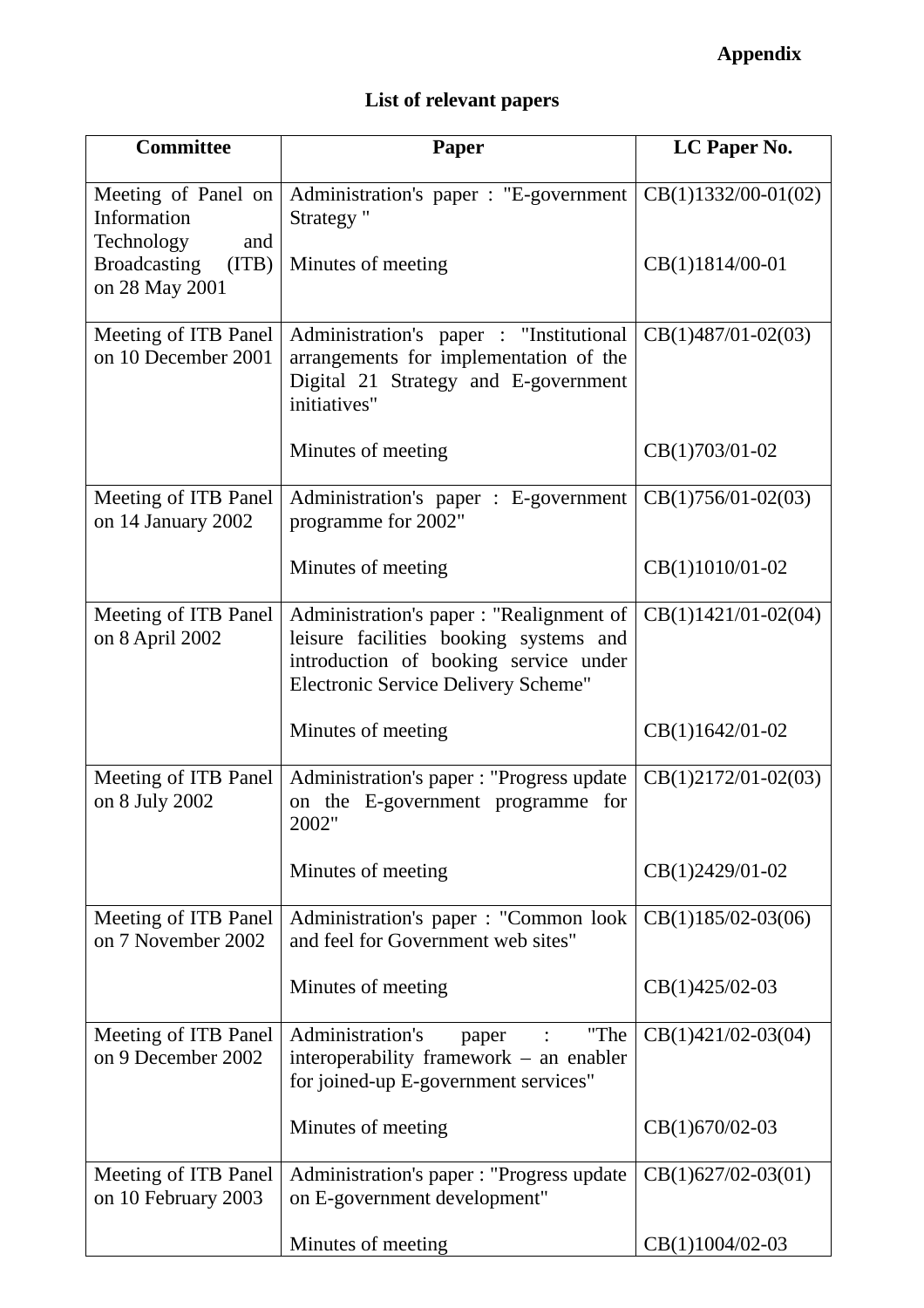**Appendix**

**List of relevant papers**

| Committee | Paper | LC Paper No. |
|---|---|---|
| Meeting of Panel on Information Technology and Broadcasting (ITB) on 28 May 2001 | Administration's paper : "E-government Strategy " | CB(1)1332/00-01(02) |
| | Minutes of meeting | CB(1)1814/00-01 |
| Meeting of ITB Panel on 10 December 2001 | Administration's paper : "Institutional arrangements for implementation of the Digital 21 Strategy and E-government initiatives" | CB(1)487/01-02(03) |
| | Minutes of meeting | CB(1)703/01-02 |
| Meeting of ITB Panel on 14 January 2002 | Administration's paper : E-government programme for 2002" | CB(1)756/01-02(03) |
| | Minutes of meeting | CB(1)1010/01-02 |
| Meeting of ITB Panel on 8 April 2002 | Administration's paper : "Realignment of leisure facilities booking systems and introduction of booking service under Electronic Service Delivery Scheme" | CB(1)1421/01-02(04) |
| | Minutes of meeting | CB(1)1642/01-02 |
| Meeting of ITB Panel on 8 July 2002 | Administration's paper : "Progress update on the E-government programme for 2002" | CB(1)2172/01-02(03) |
| | Minutes of meeting | CB(1)2429/01-02 |
| Meeting of ITB Panel on 7 November 2002 | Administration's paper : "Common look and feel for Government web sites" | CB(1)185/02-03(06) |
| | Minutes of meeting | CB(1)425/02-03 |
| Meeting of ITB Panel on 9 December 2002 | Administration's paper : "The interoperability framework – an enabler for joined-up E-government services" | CB(1)421/02-03(04) |
| | Minutes of meeting | CB(1)670/02-03 |
| Meeting of ITB Panel on 10 February 2003 | Administration's paper : "Progress update on E-government development" | CB(1)627/02-03(01) |
| | Minutes of meeting | CB(1)1004/02-03 |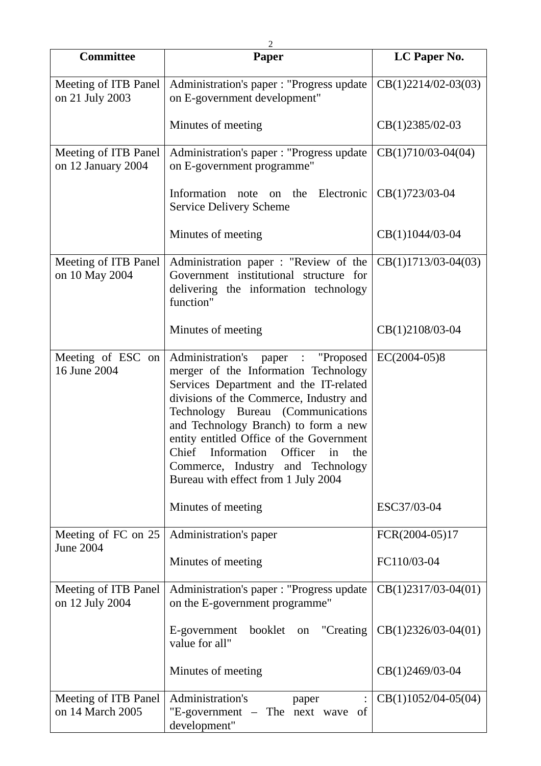| Committee | Paper | LC Paper No. |
|---|---|---|
| Meeting of ITB Panel on 21 July 2003 | Administration's paper : "Progress update on E-government development" | CB(1)2214/02-03(03) |
| | Minutes of meeting | CB(1)2385/02-03 |
| Meeting of ITB Panel on 12 January 2004 | Administration's paper : "Progress update on E-government programme" | CB(1)710/03-04(04) |
| | Information note on the Electronic Service Delivery Scheme | CB(1)723/03-04 |
| | Minutes of meeting | CB(1)1044/03-04 |
| Meeting of ITB Panel on 10 May 2004 | Administration paper : "Review of the Government institutional structure for delivering the information technology function" | CB(1)1713/03-04(03) |
| | Minutes of meeting | CB(1)2108/03-04 |
| Meeting of ESC on 16 June 2004 | Administration's paper : "Proposed merger of the Information Technology Services Department and the IT-related divisions of the Commerce, Industry and Technology Bureau (Communications and Technology Branch) to form a new entity entitled Office of the Government Chief Information Officer in the Commerce, Industry and Technology Bureau with effect from 1 July 2004 | EC(2004-05)8 |
| | Minutes of meeting | ESC37/03-04 |
| Meeting of FC on 25 June 2004 | Administration's paper | FCR(2004-05)17 |
| | Minutes of meeting | FC110/03-04 |
| Meeting of ITB Panel on 12 July 2004 | Administration's paper : "Progress update on the E-government programme" | CB(1)2317/03-04(01) |
| | E-government booklet on "Creating value for all" | CB(1)2326/03-04(01) |
| | Minutes of meeting | CB(1)2469/03-04 |
| Meeting of ITB Panel on 14 March 2005 | Administration's paper : "E-government – The next wave of development" | CB(1)1052/04-05(04) |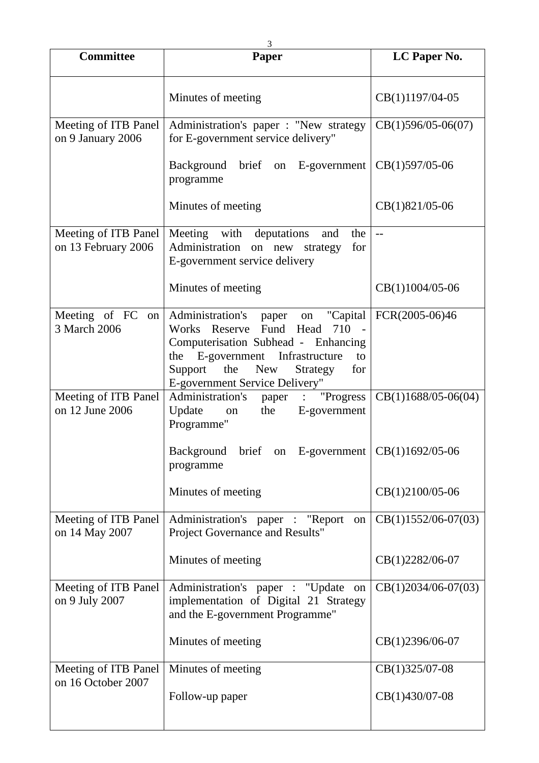| Committee | Paper | LC Paper No. |
|---|---|---|
| | Minutes of meeting | CB(1)1197/04-05 |
| Meeting of ITB Panel on 9 January 2006 | Administration's paper : "New strategy for E-government service delivery" | CB(1)596/05-06(07) |
| | Background brief on E-government programme | CB(1)597/05-06 |
| | Minutes of meeting | CB(1)821/05-06 |
| Meeting of ITB Panel on 13 February 2006 | Meeting with deputations and the Administration on new strategy for E-government service delivery | -- |
| | Minutes of meeting | CB(1)1004/05-06 |
| Meeting of FC on 3 March 2006 | Administration's paper on "Capital Works Reserve Fund Head 710 - Computerisation Subhead - Enhancing the E-government Infrastructure to Support the New Strategy for E-government Service Delivery" | FCR(2005-06)46 |
| Meeting of ITB Panel on 12 June 2006 | Administration's paper : "Progress Update on the E-government Programme" | CB(1)1688/05-06(04) |
| | Background brief on E-government programme | CB(1)1692/05-06 |
| | Minutes of meeting | CB(1)2100/05-06 |
| Meeting of ITB Panel on 14 May 2007 | Administration's paper : "Report on Project Governance and Results" | CB(1)1552/06-07(03) |
| | Minutes of meeting | CB(1)2282/06-07 |
| Meeting of ITB Panel on 9 July 2007 | Administration's paper : "Update on implementation of Digital 21 Strategy and the E-government Programme" | CB(1)2034/06-07(03) |
| | Minutes of meeting | CB(1)2396/06-07 |
| Meeting of ITB Panel on 16 October 2007 | Minutes of meeting | CB(1)325/07-08 |
| | Follow-up paper | CB(1)430/07-08 |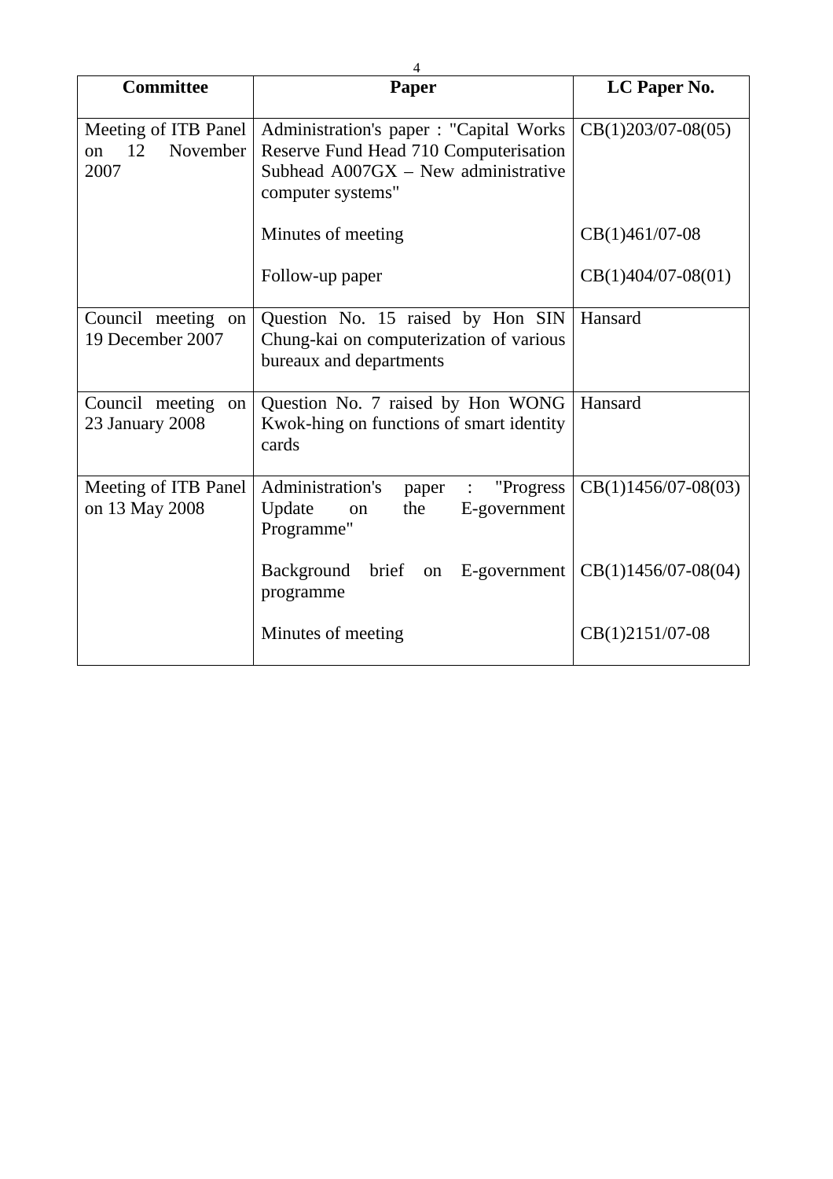| Committee | Paper | LC Paper No. |
|---|---|---|
| Meeting of ITB Panel on 12 November 2007 | Administration's paper : "Capital Works Reserve Fund Head 710 Computerisation Subhead A007GX – New administrative computer systems" | CB(1)203/07-08(05) |
| | Minutes of meeting | CB(1)461/07-08 |
| | Follow-up paper | CB(1)404/07-08(01) |
| Council meeting on 19 December 2007 | Question No. 15 raised by Hon SIN Chung-kai on computerization of various bureaux and departments | Hansard |
| Council meeting on 23 January 2008 | Question No. 7 raised by Hon WONG Kwok-hing on functions of smart identity cards | Hansard |
| Meeting of ITB Panel on 13 May 2008 | Administration's paper : "Progress Update on the E-government Programme" | CB(1)1456/07-08(03) |
| | Background brief on E-government programme | CB(1)1456/07-08(04) |
| | Minutes of meeting | CB(1)2151/07-08 |